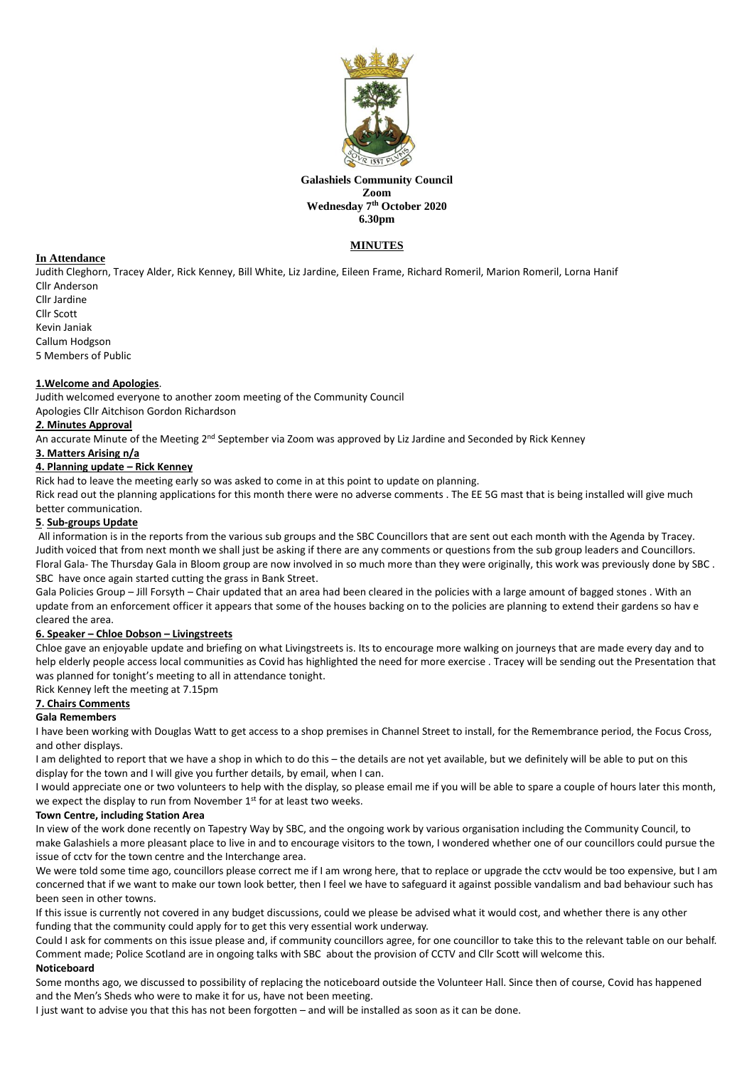**Galashiels Community Council**
**Zoom**
**Wednesday 7th October 2020**
**6.30pm**

# MINUTES

**In Attendance**

Judith Cleghorn, Tracey Alder, Rick Kenney, Bill White, Liz Jardine, Eileen Frame, Richard Romeril, Marion Romeril, Lorna Hanif
Cllr Anderson
Cllr Jardine
Cllr Scott
Kevin Janiak
Callum Hodgson
5 Members of Public

## 1.Welcome and Apologies.

Judith welcomed everyone to another zoom meeting of the Community Council
Apologies Cllr Aitchison Gordon Richardson

## 2. Minutes Approval

An accurate Minute of the Meeting 2nd September via Zoom was approved by Liz Jardine and Seconded by Rick Kenney

## 3. Matters Arising n/a

## 4. Planning update – Rick Kenney

Rick had to leave the meeting early so was asked to come in at this point to update on planning.

Rick read out the planning applications for this month there were no adverse comments . The EE 5G mast that is being installed will give much better communication.

## 5. Sub-groups Update

All information is in the reports from the various sub groups and the SBC Councillors that are sent out each month with the Agenda by Tracey. Judith voiced that from next month we shall just be asking if there are any comments or questions from the sub group leaders and Councillors.

Floral Gala- The Thursday Gala in Bloom group are now involved in so much more than they were originally, this work was previously done by SBC . SBC have once again started cutting the grass in Bank Street.

Gala Policies Group – Jill Forsyth – Chair updated that an area had been cleared in the policies with a large amount of bagged stones . With an update from an enforcement officer it appears that some of the houses backing on to the policies are planning to extend their gardens so hav e cleared the area.

## 6. Speaker – Chloe Dobson – Livingstreets

Chloe gave an enjoyable update and briefing on what Livingstreets is. Its to encourage more walking on journeys that are made every day and to help elderly people access local communities as Covid has highlighted the need for more exercise . Tracey will be sending out the Presentation that was planned for tonight's meeting to all in attendance tonight.

Rick Kenney left the meeting at 7.15pm

## 7. Chairs Comments

### Gala Remembers

I have been working with Douglas Watt to get access to a shop premises in Channel Street to install, for the Remembrance period, the Focus Cross, and other displays.

I am delighted to report that we have a shop in which to do this – the details are not yet available, but we definitely will be able to put on this display for the town and I will give you further details, by email, when I can.

I would appreciate one or two volunteers to help with the display, so please email me if you will be able to spare a couple of hours later this month, we expect the display to run from November 1st for at least two weeks.

### Town Centre, including Station Area

In view of the work done recently on Tapestry Way by SBC, and the ongoing work by various organisation including the Community Council, to make Galashiels a more pleasant place to live in and to encourage visitors to the town, I wondered whether one of our councillors could pursue the issue of cctv for the town centre and the Interchange area.

We were told some time ago, councillors please correct me if I am wrong here, that to replace or upgrade the cctv would be too expensive, but I am concerned that if we want to make our town look better, then I feel we have to safeguard it against possible vandalism and bad behaviour such has been seen in other towns.

If this issue is currently not covered in any budget discussions, could we please be advised what it would cost, and whether there is any other funding that the community could apply for to get this very essential work underway.

Could I ask for comments on this issue please and, if community councillors agree, for one councillor to take this to the relevant table on our behalf.

Comment made; Police Scotland are in ongoing talks with SBC about the provision of CCTV and Cllr Scott will welcome this.

### Noticeboard

Some months ago, we discussed to possibility of replacing the noticeboard outside the Volunteer Hall. Since then of course, Covid has happened and the Men's Sheds who were to make it for us, have not been meeting.

I just want to advise you that this has not been forgotten – and will be installed as soon as it can be done.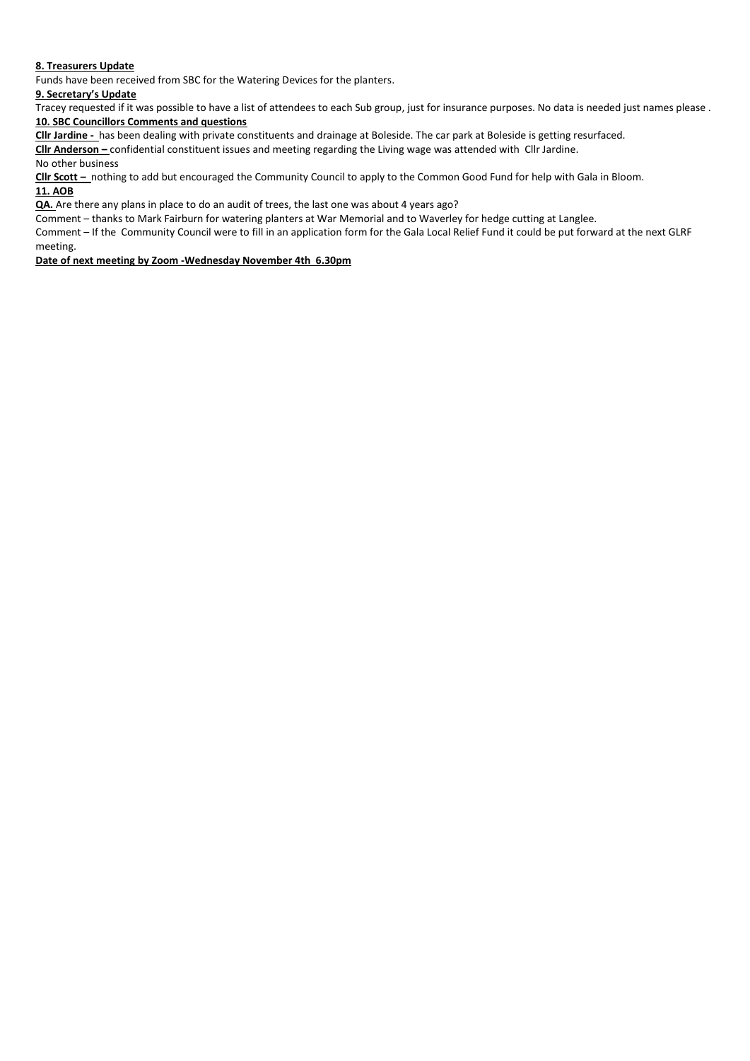**8. Treasurers Update**

Funds have been received from SBC for the Watering Devices for the planters.

**9. Secretary's Update**

Tracey requested if it was possible to have a list of attendees to each Sub group, just for insurance purposes. No data is needed just names please .

**10. SBC Councillors Comments and questions**

**Cllr Jardine -** has been dealing with private constituents and drainage at Boleside. The car park at Boleside is getting resurfaced.

**Cllr Anderson –** confidential constituent issues and meeting regarding the Living wage was attended with Cllr Jardine.

No other business

**Cllr Scott –** nothing to add but encouraged the Community Council to apply to the Common Good Fund for help with Gala in Bloom.

**11. AOB**

**QA.** Are there any plans in place to do an audit of trees, the last one was about 4 years ago?

Comment – thanks to Mark Fairburn for watering planters at War Memorial and to Waverley for hedge cutting at Langlee.

Comment – If the Community Council were to fill in an application form for the Gala Local Relief Fund it could be put forward at the next GLRF meeting.

**Date of next meeting by Zoom -Wednesday November 4th 6.30pm**